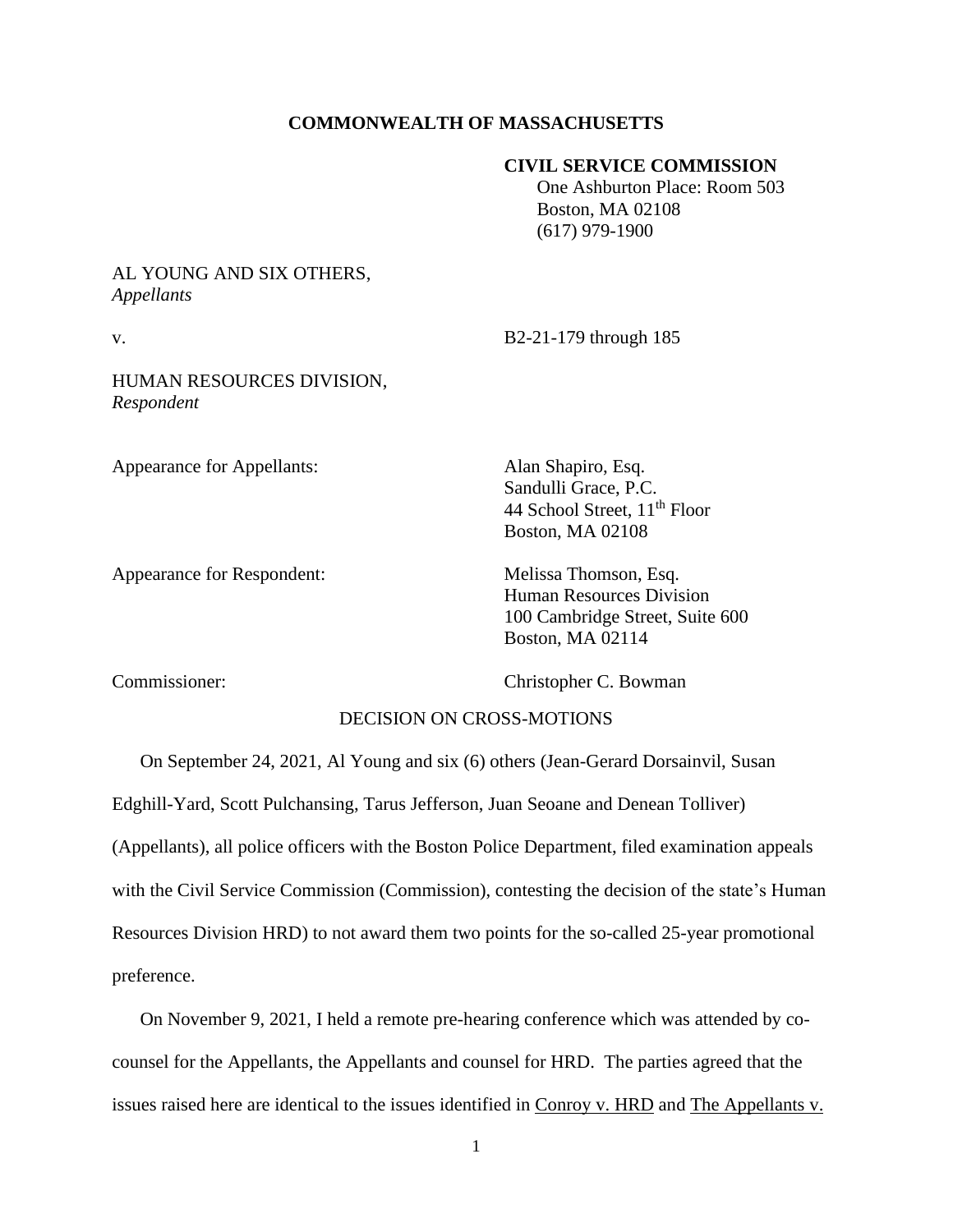**COMMONWEALTH OF MASSACHUSETTS**

**CIVIL SERVICE COMMISSION**
One Ashburton Place: Room 503
Boston, MA 02108
(617) 979-1900

AL YOUNG AND SIX OTHERS,
*Appellants*

v. B2-21-179 through 185

HUMAN RESOURCES DIVISION,
*Respondent*

Appearance for Appellants: Alan Shapiro, Esq.
Sandulli Grace, P.C.
44 School Street, 11th Floor
Boston, MA 02108

Appearance for Respondent: Melissa Thomson, Esq.
Human Resources Division
100 Cambridge Street, Suite 600
Boston, MA 02114

Commissioner: Christopher C. Bowman

DECISION ON CROSS-MOTIONS

On September 24, 2021, Al Young and six (6) others (Jean-Gerard Dorsainvil, Susan Edghill-Yard, Scott Pulchansing, Tarus Jefferson, Juan Seoane and Denean Tolliver) (Appellants), all police officers with the Boston Police Department, filed examination appeals with the Civil Service Commission (Commission), contesting the decision of the state's Human Resources Division HRD) to not award them two points for the so-called 25-year promotional preference.

On November 9, 2021, I held a remote pre-hearing conference which was attended by co-counsel for the Appellants, the Appellants and counsel for HRD. The parties agreed that the issues raised here are identical to the issues identified in Conroy v. HRD and The Appellants v.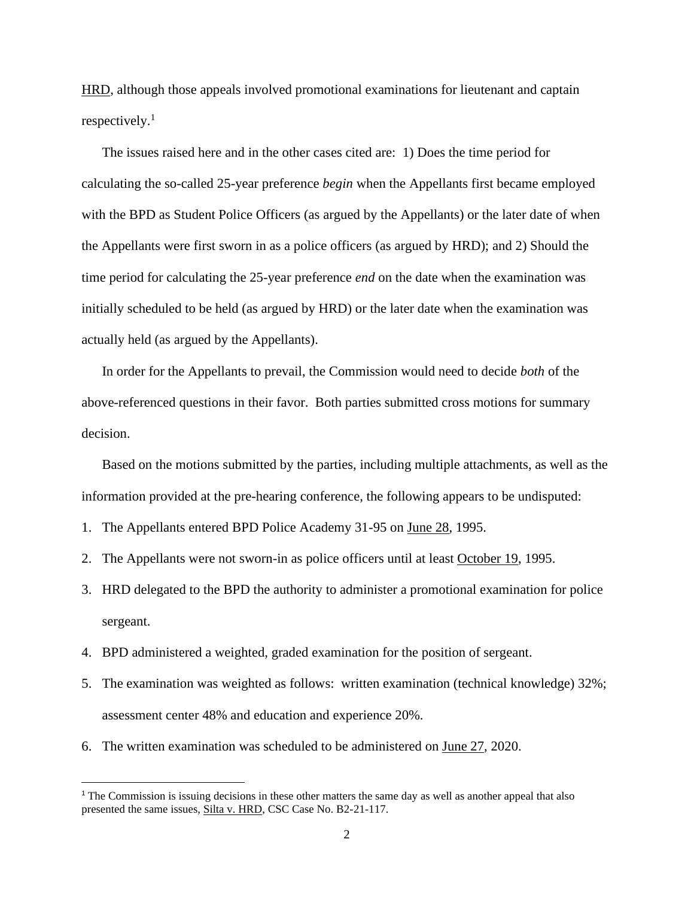HRD, although those appeals involved promotional examinations for lieutenant and captain respectively.[1]

The issues raised here and in the other cases cited are: 1) Does the time period for calculating the so-called 25-year preference *begin* when the Appellants first became employed with the BPD as Student Police Officers (as argued by the Appellants) or the later date of when the Appellants were first sworn in as a police officers (as argued by HRD); and 2) Should the time period for calculating the 25-year preference *end* on the date when the examination was initially scheduled to be held (as argued by HRD) or the later date when the examination was actually held (as argued by the Appellants).

In order for the Appellants to prevail, the Commission would need to decide *both* of the above-referenced questions in their favor. Both parties submitted cross motions for summary decision.

Based on the motions submitted by the parties, including multiple attachments, as well as the information provided at the pre-hearing conference, the following appears to be undisputed:

1. The Appellants entered BPD Police Academy 31-95 on June 28, 1995.
2. The Appellants were not sworn-in as police officers until at least October 19, 1995.
3. HRD delegated to the BPD the authority to administer a promotional examination for police sergeant.
4. BPD administered a weighted, graded examination for the position of sergeant.
5. The examination was weighted as follows: written examination (technical knowledge) 32%; assessment center 48% and education and experience 20%.
6. The written examination was scheduled to be administered on June 27, 2020.

---

[1] The Commission is issuing decisions in these other matters the same day as well as another appeal that also presented the same issues, Silta v. HRD, CSC Case No. B2-21-117.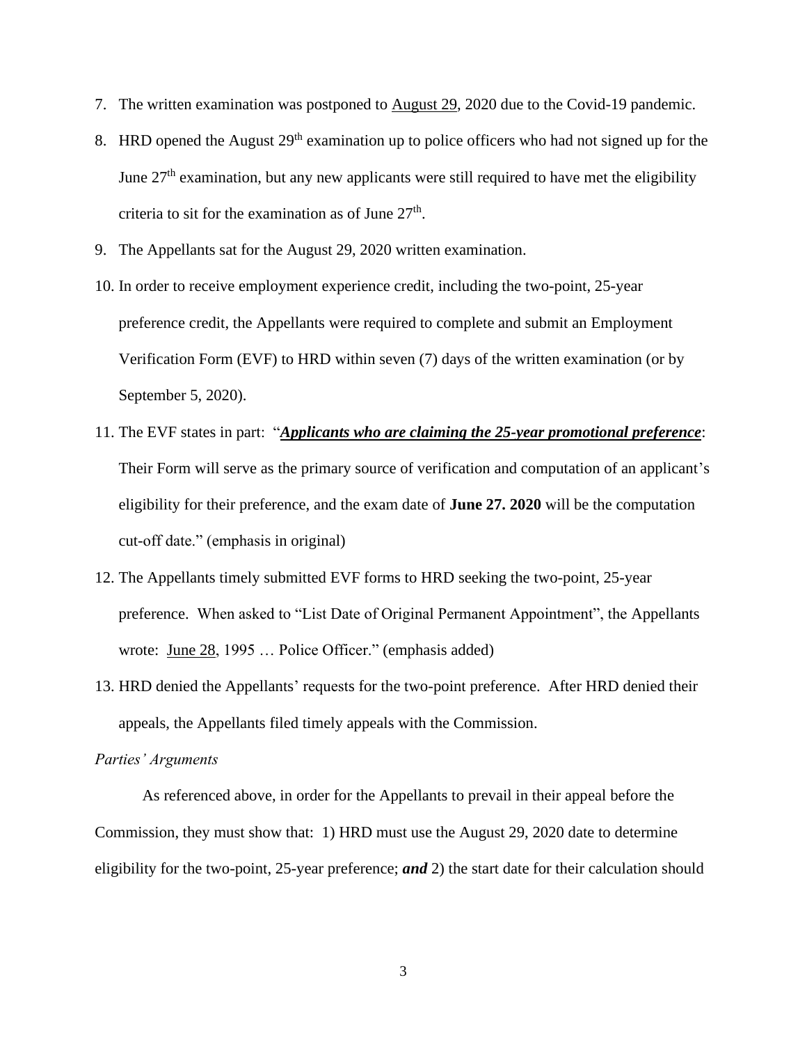7. The written examination was postponed to <u>August 29</u>, 2020 due to the Covid-19 pandemic.

8. HRD opened the August 29th examination up to police officers who had not signed up for the June 27th examination, but any new applicants were still required to have met the eligibility criteria to sit for the examination as of June 27th.

9. The Appellants sat for the August 29, 2020 written examination.

10. In order to receive employment experience credit, including the two-point, 25-year preference credit, the Appellants were required to complete and submit an Employment Verification Form (EVF) to HRD within seven (7) days of the written examination (or by September 5, 2020).

11. The EVF states in part: "***<u>Applicants who are claiming the 25-year promotional preference</u>***: Their Form will serve as the primary source of verification and computation of an applicant's eligibility for their preference, and the exam date of **June 27. 2020** will be the computation cut-off date." (emphasis in original)

12. The Appellants timely submitted EVF forms to HRD seeking the two-point, 25-year preference. When asked to "List Date of Original Permanent Appointment", the Appellants wrote: <u>June 28</u>, 1995 … Police Officer." (emphasis added)

13. HRD denied the Appellants' requests for the two-point preference. After HRD denied their appeals, the Appellants filed timely appeals with the Commission.

*Parties' Arguments*

As referenced above, in order for the Appellants to prevail in their appeal before the Commission, they must show that: 1) HRD must use the August 29, 2020 date to determine eligibility for the two-point, 25-year preference; ***and*** 2) the start date for their calculation should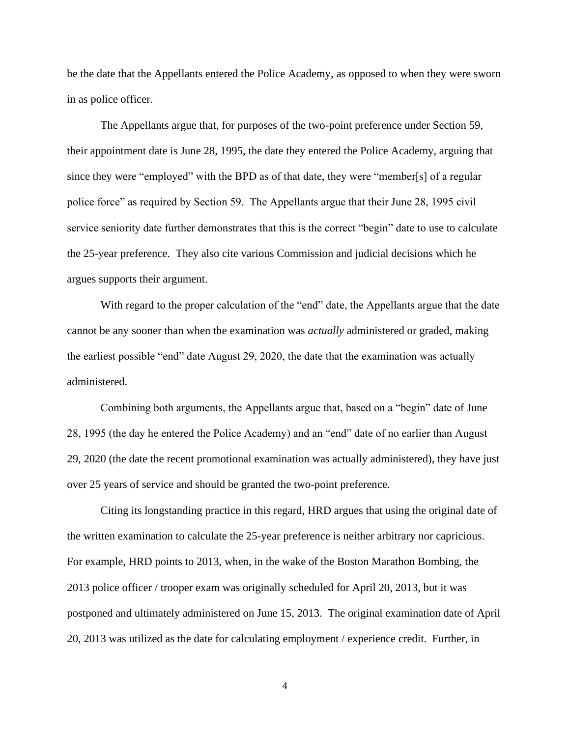be the date that the Appellants entered the Police Academy, as opposed to when they were sworn in as police officer.

The Appellants argue that, for purposes of the two-point preference under Section 59, their appointment date is June 28, 1995, the date they entered the Police Academy, arguing that since they were "employed" with the BPD as of that date, they were "member[s] of a regular police force" as required by Section 59. The Appellants argue that their June 28, 1995 civil service seniority date further demonstrates that this is the correct "begin" date to use to calculate the 25-year preference. They also cite various Commission and judicial decisions which he argues supports their argument.

With regard to the proper calculation of the "end" date, the Appellants argue that the date cannot be any sooner than when the examination was *actually* administered or graded, making the earliest possible "end" date August 29, 2020, the date that the examination was actually administered.

Combining both arguments, the Appellants argue that, based on a "begin" date of June 28, 1995 (the day he entered the Police Academy) and an "end" date of no earlier than August 29, 2020 (the date the recent promotional examination was actually administered), they have just over 25 years of service and should be granted the two-point preference.

Citing its longstanding practice in this regard, HRD argues that using the original date of the written examination to calculate the 25-year preference is neither arbitrary nor capricious. For example, HRD points to 2013, when, in the wake of the Boston Marathon Bombing, the 2013 police officer / trooper exam was originally scheduled for April 20, 2013, but it was postponed and ultimately administered on June 15, 2013. The original examination date of April 20, 2013 was utilized as the date for calculating employment / experience credit. Further, in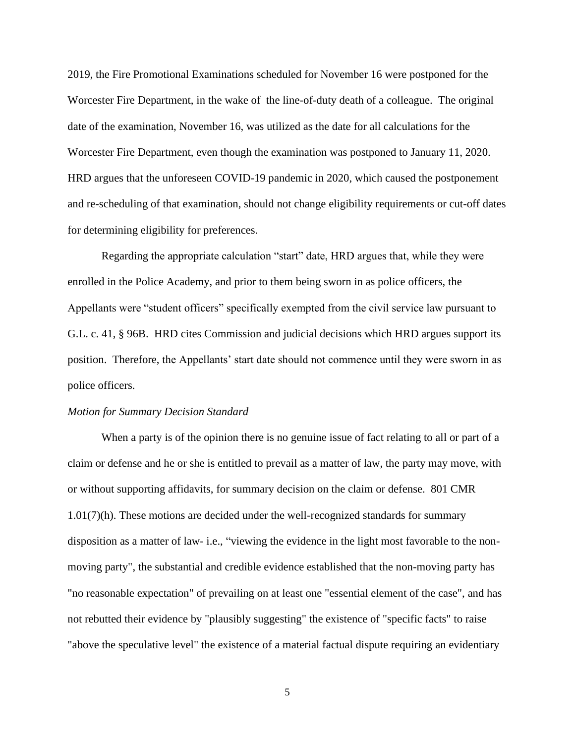2019, the Fire Promotional Examinations scheduled for November 16 were postponed for the Worcester Fire Department, in the wake of the line-of-duty death of a colleague. The original date of the examination, November 16, was utilized as the date for all calculations for the Worcester Fire Department, even though the examination was postponed to January 11, 2020. HRD argues that the unforeseen COVID-19 pandemic in 2020, which caused the postponement and re-scheduling of that examination, should not change eligibility requirements or cut-off dates for determining eligibility for preferences.

Regarding the appropriate calculation "start" date, HRD argues that, while they were enrolled in the Police Academy, and prior to them being sworn in as police officers, the Appellants were "student officers" specifically exempted from the civil service law pursuant to G.L. c. 41, § 96B. HRD cites Commission and judicial decisions which HRD argues support its position. Therefore, the Appellants' start date should not commence until they were sworn in as police officers.

*Motion for Summary Decision Standard*

When a party is of the opinion there is no genuine issue of fact relating to all or part of a claim or defense and he or she is entitled to prevail as a matter of law, the party may move, with or without supporting affidavits, for summary decision on the claim or defense. 801 CMR 1.01(7)(h). These motions are decided under the well-recognized standards for summary disposition as a matter of law- i.e., "viewing the evidence in the light most favorable to the non-moving party", the substantial and credible evidence established that the non-moving party has "no reasonable expectation" of prevailing on at least one "essential element of the case", and has not rebutted their evidence by "plausibly suggesting" the existence of "specific facts" to raise "above the speculative level" the existence of a material factual dispute requiring an evidentiary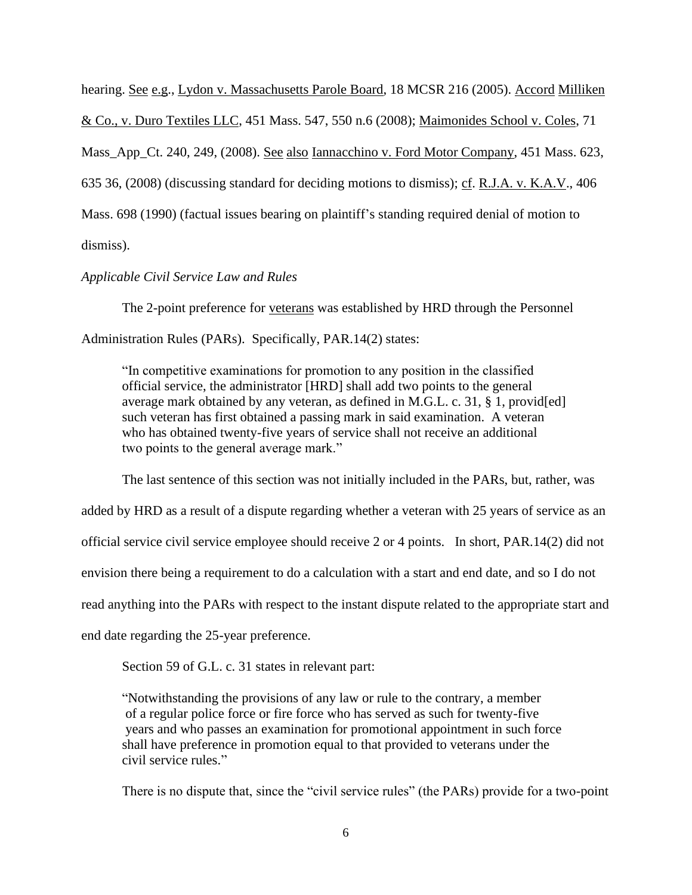hearing. See e.g., Lydon v. Massachusetts Parole Board, 18 MCSR 216 (2005). Accord Milliken & Co., v. Duro Textiles LLC, 451 Mass. 547, 550 n.6 (2008); Maimonides School v. Coles, 71 Mass_App_Ct. 240, 249, (2008). See also Iannacchino v. Ford Motor Company, 451 Mass. 623, 635 36, (2008) (discussing standard for deciding motions to dismiss); cf. R.J.A. v. K.A.V., 406 Mass. 698 (1990) (factual issues bearing on plaintiff's standing required denial of motion to dismiss).

*Applicable Civil Service Law and Rules*

The 2-point preference for veterans was established by HRD through the Personnel Administration Rules (PARs). Specifically, PAR.14(2) states:

> "In competitive examinations for promotion to any position in the classified official service, the administrator [HRD] shall add two points to the general average mark obtained by any veteran, as defined in M.G.L. c. 31, § 1, provid[ed] such veteran has first obtained a passing mark in said examination. A veteran who has obtained twenty-five years of service shall not receive an additional two points to the general average mark."

The last sentence of this section was not initially included in the PARs, but, rather, was added by HRD as a result of a dispute regarding whether a veteran with 25 years of service as an official service civil service employee should receive 2 or 4 points. In short, PAR.14(2) did not envision there being a requirement to do a calculation with a start and end date, and so I do not read anything into the PARs with respect to the instant dispute related to the appropriate start and end date regarding the 25-year preference.

Section 59 of G.L. c. 31 states in relevant part:

> "Notwithstanding the provisions of any law or rule to the contrary, a member of a regular police force or fire force who has served as such for twenty-five years and who passes an examination for promotional appointment in such force shall have preference in promotion equal to that provided to veterans under the civil service rules."

There is no dispute that, since the "civil service rules" (the PARs) provide for a two-point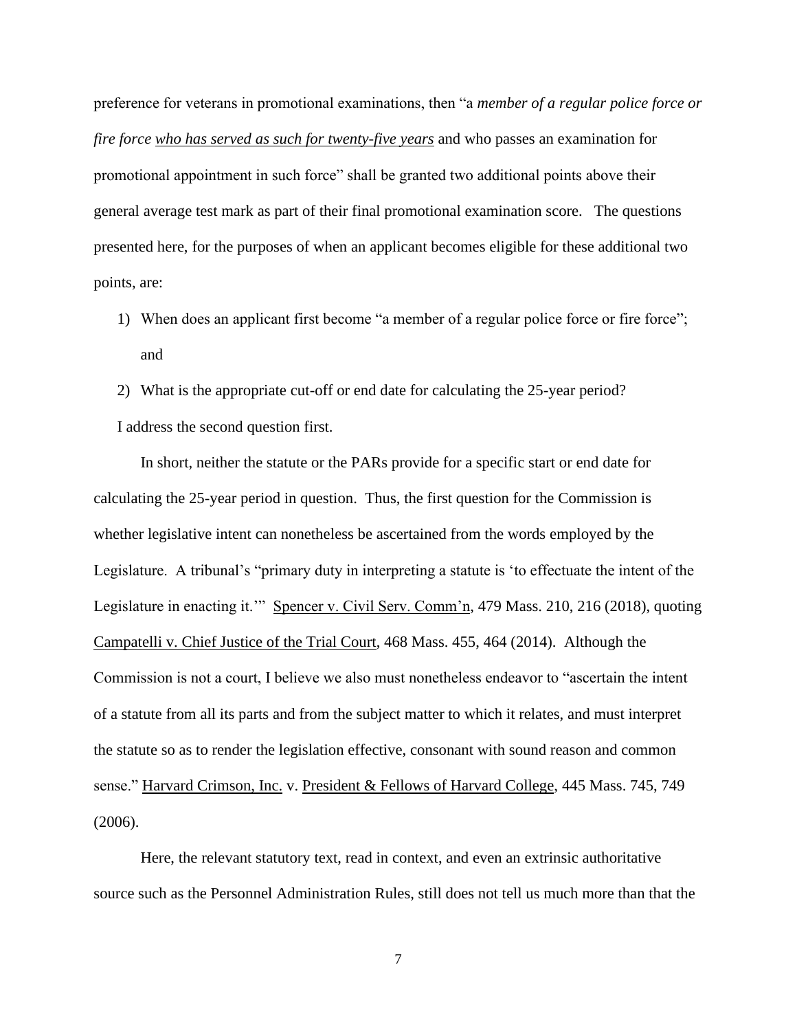preference for veterans in promotional examinations, then "a *member of a regular police force or fire force* *<u>who has served as such for twenty-five years</u>* and who passes an examination for promotional appointment in such force" shall be granted two additional points above their general average test mark as part of their final promotional examination score. The questions presented here, for the purposes of when an applicant becomes eligible for these additional two points, are:

1) When does an applicant first become "a member of a regular police force or fire force"; and
2) What is the appropriate cut-off or end date for calculating the 25-year period?

I address the second question first.

In short, neither the statute or the PARs provide for a specific start or end date for calculating the 25-year period in question. Thus, the first question for the Commission is whether legislative intent can nonetheless be ascertained from the words employed by the Legislature. A tribunal's "primary duty in interpreting a statute is 'to effectuate the intent of the Legislature in enacting it.'" <u>Spencer v. Civil Serv. Comm'n</u>, 479 Mass. 210, 216 (2018), quoting <u>Campatelli v. Chief Justice of the Trial Court</u>, 468 Mass. 455, 464 (2014). Although the Commission is not a court, I believe we also must nonetheless endeavor to "ascertain the intent of a statute from all its parts and from the subject matter to which it relates, and must interpret the statute so as to render the legislation effective, consonant with sound reason and common sense." <u>Harvard Crimson, Inc.</u> v. <u>President & Fellows of Harvard College</u>, 445 Mass. 745, 749 (2006).

Here, the relevant statutory text, read in context, and even an extrinsic authoritative source such as the Personnel Administration Rules, still does not tell us much more than that the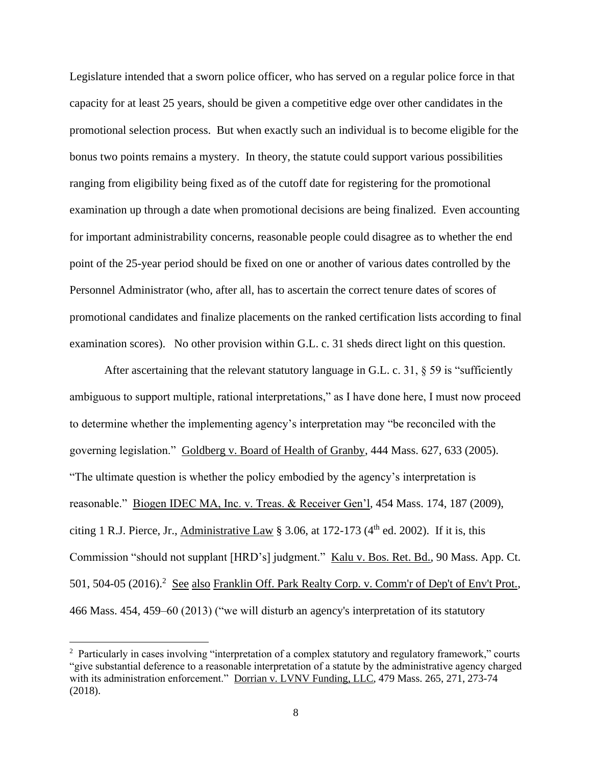Legislature intended that a sworn police officer, who has served on a regular police force in that capacity for at least 25 years, should be given a competitive edge over other candidates in the promotional selection process. But when exactly such an individual is to become eligible for the bonus two points remains a mystery. In theory, the statute could support various possibilities ranging from eligibility being fixed as of the cutoff date for registering for the promotional examination up through a date when promotional decisions are being finalized. Even accounting for important administrability concerns, reasonable people could disagree as to whether the end point of the 25-year period should be fixed on one or another of various dates controlled by the Personnel Administrator (who, after all, has to ascertain the correct tenure dates of scores of promotional candidates and finalize placements on the ranked certification lists according to final examination scores). No other provision within G.L. c. 31 sheds direct light on this question.

After ascertaining that the relevant statutory language in G.L. c. 31, § 59 is "sufficiently ambiguous to support multiple, rational interpretations," as I have done here, I must now proceed to determine whether the implementing agency's interpretation may "be reconciled with the governing legislation." Goldberg v. Board of Health of Granby, 444 Mass. 627, 633 (2005). "The ultimate question is whether the policy embodied by the agency's interpretation is reasonable." Biogen IDEC MA, Inc. v. Treas. & Receiver Gen'l, 454 Mass. 174, 187 (2009), citing 1 R.J. Pierce, Jr., Administrative Law § 3.06, at 172-173 (4th ed. 2002). If it is, this Commission "should not supplant [HRD's] judgment." Kalu v. Bos. Ret. Bd., 90 Mass. App. Ct. 501, 504-05 (2016).[2] See also Franklin Off. Park Realty Corp. v. Comm'r of Dep't of Env't Prot., 466 Mass. 454, 459–60 (2013) ("we will disturb an agency's interpretation of its statutory

---

[2] Particularly in cases involving "interpretation of a complex statutory and regulatory framework," courts "give substantial deference to a reasonable interpretation of a statute by the administrative agency charged with its administration enforcement." Dorrian v. LVNV Funding, LLC, 479 Mass. 265, 271, 273-74 (2018).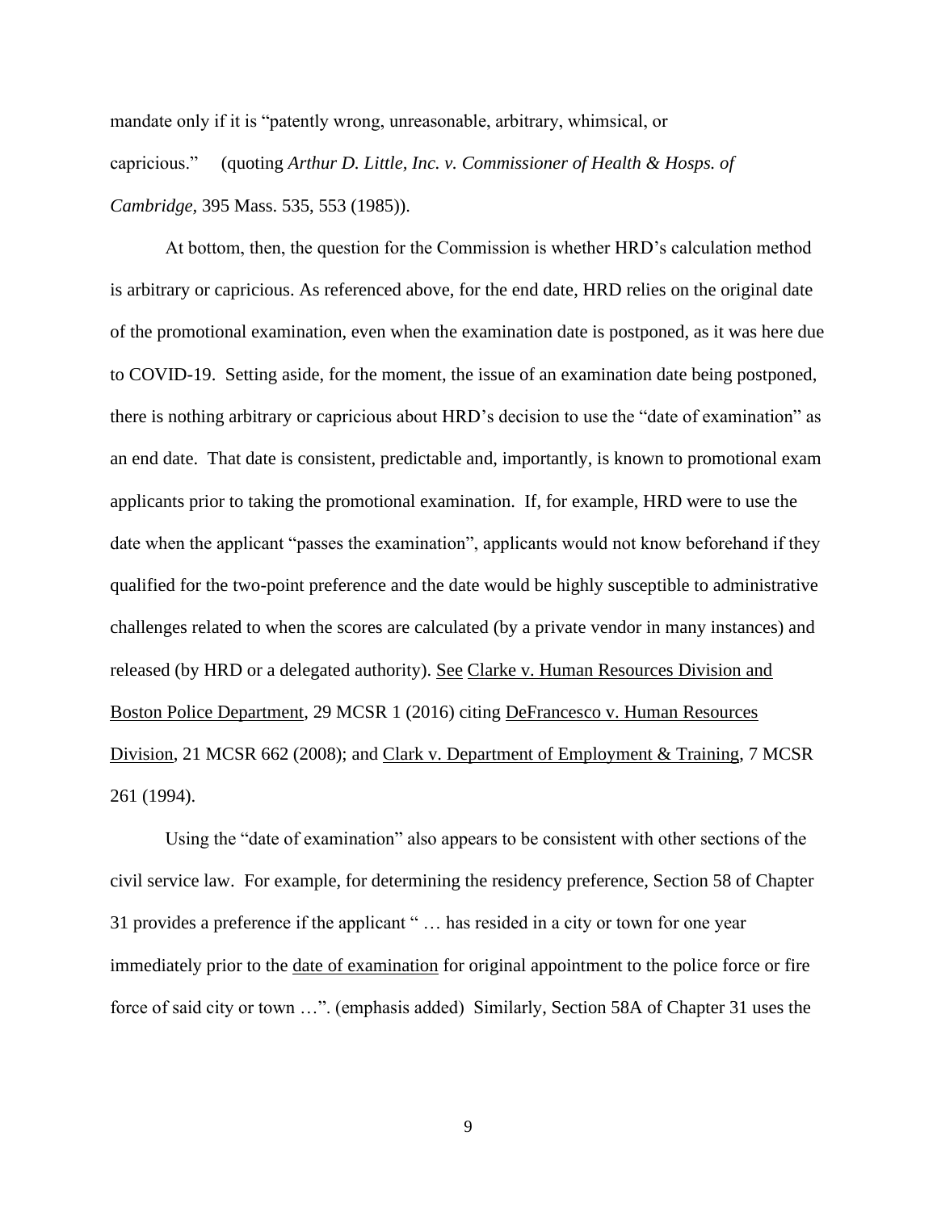mandate only if it is "patently wrong, unreasonable, arbitrary, whimsical, or capricious." (quoting *Arthur D. Little, Inc. v. Commissioner of Health & Hosps. of Cambridge*, 395 Mass. 535, 553 (1985)).

At bottom, then, the question for the Commission is whether HRD's calculation method is arbitrary or capricious. As referenced above, for the end date, HRD relies on the original date of the promotional examination, even when the examination date is postponed, as it was here due to COVID-19. Setting aside, for the moment, the issue of an examination date being postponed, there is nothing arbitrary or capricious about HRD's decision to use the "date of examination" as an end date. That date is consistent, predictable and, importantly, is known to promotional exam applicants prior to taking the promotional examination. If, for example, HRD were to use the date when the applicant "passes the examination", applicants would not know beforehand if they qualified for the two-point preference and the date would be highly susceptible to administrative challenges related to when the scores are calculated (by a private vendor in many instances) and released (by HRD or a delegated authority). <u>See</u> <u>Clarke v. Human Resources Division and Boston Police Department</u>, 29 MCSR 1 (2016) citing <u>DeFrancesco v. Human Resources Division</u>, 21 MCSR 662 (2008); and <u>Clark v. Department of Employment & Training</u>, 7 MCSR 261 (1994).

Using the "date of examination" also appears to be consistent with other sections of the civil service law. For example, for determining the residency preference, Section 58 of Chapter 31 provides a preference if the applicant " … has resided in a city or town for one year immediately prior to the <u>date of examination</u> for original appointment to the police force or fire force of said city or town …". (emphasis added) Similarly, Section 58A of Chapter 31 uses the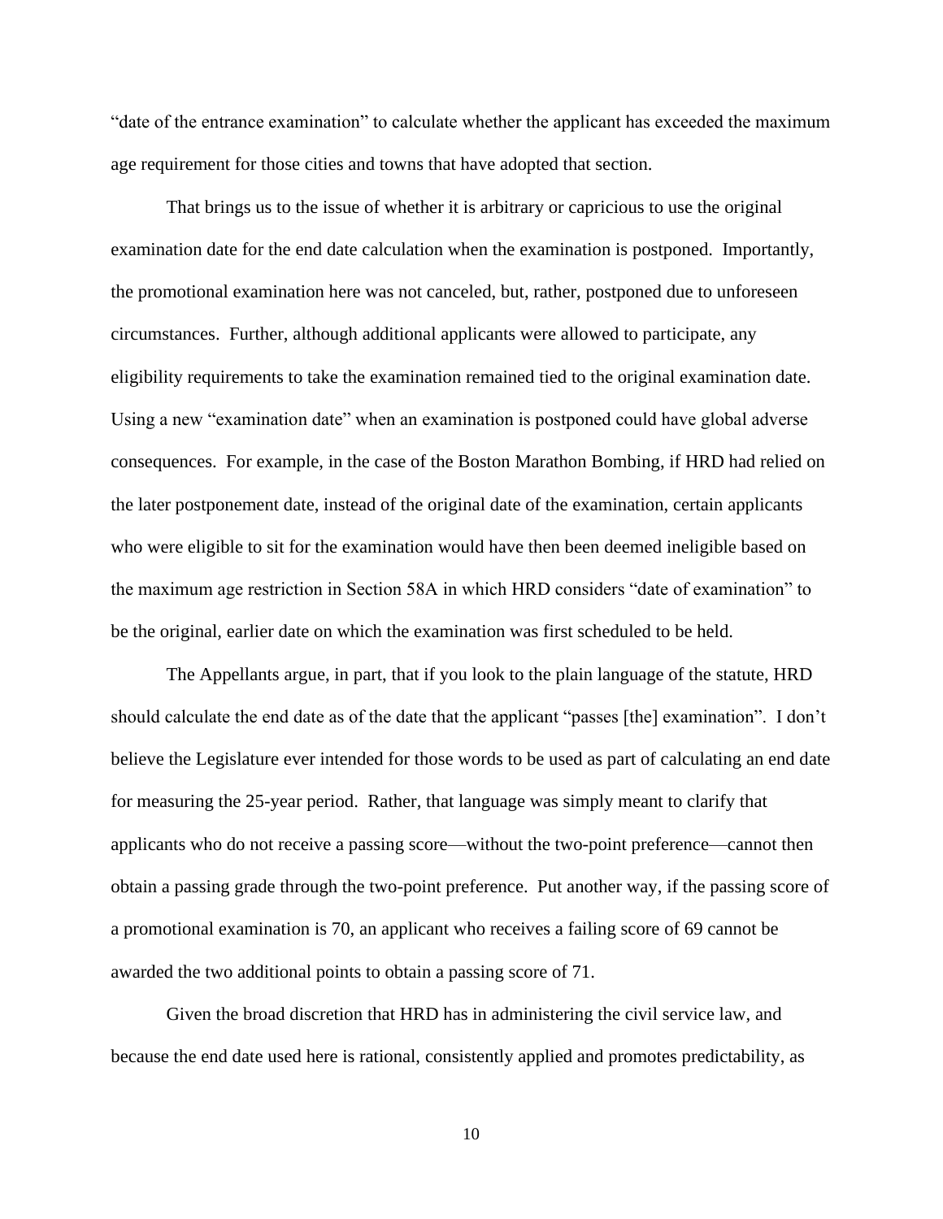"date of the entrance examination" to calculate whether the applicant has exceeded the maximum age requirement for those cities and towns that have adopted that section.

That brings us to the issue of whether it is arbitrary or capricious to use the original examination date for the end date calculation when the examination is postponed. Importantly, the promotional examination here was not canceled, but, rather, postponed due to unforeseen circumstances. Further, although additional applicants were allowed to participate, any eligibility requirements to take the examination remained tied to the original examination date. Using a new "examination date" when an examination is postponed could have global adverse consequences. For example, in the case of the Boston Marathon Bombing, if HRD had relied on the later postponement date, instead of the original date of the examination, certain applicants who were eligible to sit for the examination would have then been deemed ineligible based on the maximum age restriction in Section 58A in which HRD considers "date of examination" to be the original, earlier date on which the examination was first scheduled to be held.

The Appellants argue, in part, that if you look to the plain language of the statute, HRD should calculate the end date as of the date that the applicant "passes [the] examination". I don't believe the Legislature ever intended for those words to be used as part of calculating an end date for measuring the 25-year period. Rather, that language was simply meant to clarify that applicants who do not receive a passing score—without the two-point preference—cannot then obtain a passing grade through the two-point preference. Put another way, if the passing score of a promotional examination is 70, an applicant who receives a failing score of 69 cannot be awarded the two additional points to obtain a passing score of 71.

Given the broad discretion that HRD has in administering the civil service law, and because the end date used here is rational, consistently applied and promotes predictability, as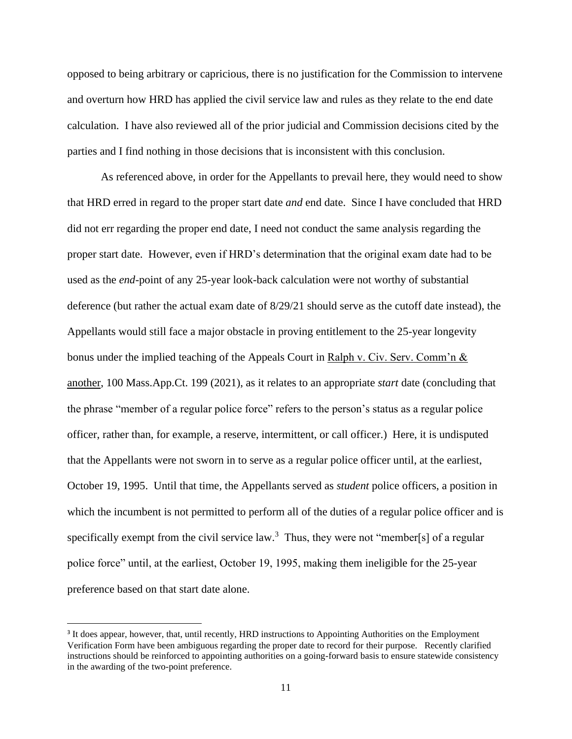opposed to being arbitrary or capricious, there is no justification for the Commission to intervene and overturn how HRD has applied the civil service law and rules as they relate to the end date calculation. I have also reviewed all of the prior judicial and Commission decisions cited by the parties and I find nothing in those decisions that is inconsistent with this conclusion.

As referenced above, in order for the Appellants to prevail here, they would need to show that HRD erred in regard to the proper start date *and* end date. Since I have concluded that HRD did not err regarding the proper end date, I need not conduct the same analysis regarding the proper start date. However, even if HRD's determination that the original exam date had to be used as the *end*-point of any 25-year look-back calculation were not worthy of substantial deference (but rather the actual exam date of 8/29/21 should serve as the cutoff date instead), the Appellants would still face a major obstacle in proving entitlement to the 25-year longevity bonus under the implied teaching of the Appeals Court in Ralph v. Civ. Serv. Comm'n & another, 100 Mass.App.Ct. 199 (2021), as it relates to an appropriate *start* date (concluding that the phrase "member of a regular police force" refers to the person's status as a regular police officer, rather than, for example, a reserve, intermittent, or call officer.) Here, it is undisputed that the Appellants were not sworn in to serve as a regular police officer until, at the earliest, October 19, 1995. Until that time, the Appellants served as *student* police officers, a position in which the incumbent is not permitted to perform all of the duties of a regular police officer and is specifically exempt from the civil service law.[3] Thus, they were not "member[s] of a regular police force" until, at the earliest, October 19, 1995, making them ineligible for the 25-year preference based on that start date alone.

[3] It does appear, however, that, until recently, HRD instructions to Appointing Authorities on the Employment Verification Form have been ambiguous regarding the proper date to record for their purpose. Recently clarified instructions should be reinforced to appointing authorities on a going-forward basis to ensure statewide consistency in the awarding of the two-point preference.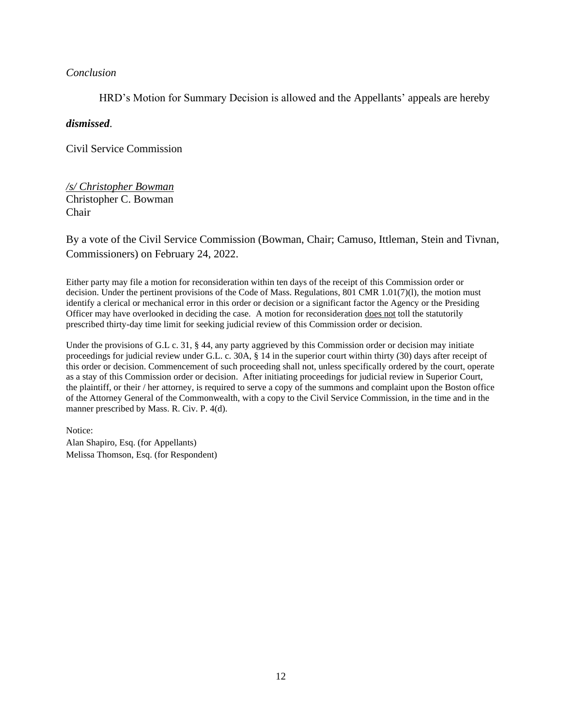*Conclusion*

HRD's Motion for Summary Decision is allowed and the Appellants' appeals are hereby ***dismissed***.

Civil Service Commission

*/s/ Christopher Bowman*
Christopher C. Bowman
Chair

By a vote of the Civil Service Commission (Bowman, Chair; Camuso, Ittleman, Stein and Tivnan, Commissioners) on February 24, 2022.

Either party may file a motion for reconsideration within ten days of the receipt of this Commission order or decision. Under the pertinent provisions of the Code of Mass. Regulations, 801 CMR 1.01(7)(l), the motion must identify a clerical or mechanical error in this order or decision or a significant factor the Agency or the Presiding Officer may have overlooked in deciding the case. A motion for reconsideration does not toll the statutorily prescribed thirty-day time limit for seeking judicial review of this Commission order or decision.

Under the provisions of G.L c. 31, § 44, any party aggrieved by this Commission order or decision may initiate proceedings for judicial review under G.L. c. 30A, § 14 in the superior court within thirty (30) days after receipt of this order or decision. Commencement of such proceeding shall not, unless specifically ordered by the court, operate as a stay of this Commission order or decision. After initiating proceedings for judicial review in Superior Court, the plaintiff, or their / her attorney, is required to serve a copy of the summons and complaint upon the Boston office of the Attorney General of the Commonwealth, with a copy to the Civil Service Commission, in the time and in the manner prescribed by Mass. R. Civ. P. 4(d).

Notice:
Alan Shapiro, Esq. (for Appellants)
Melissa Thomson, Esq. (for Respondent)